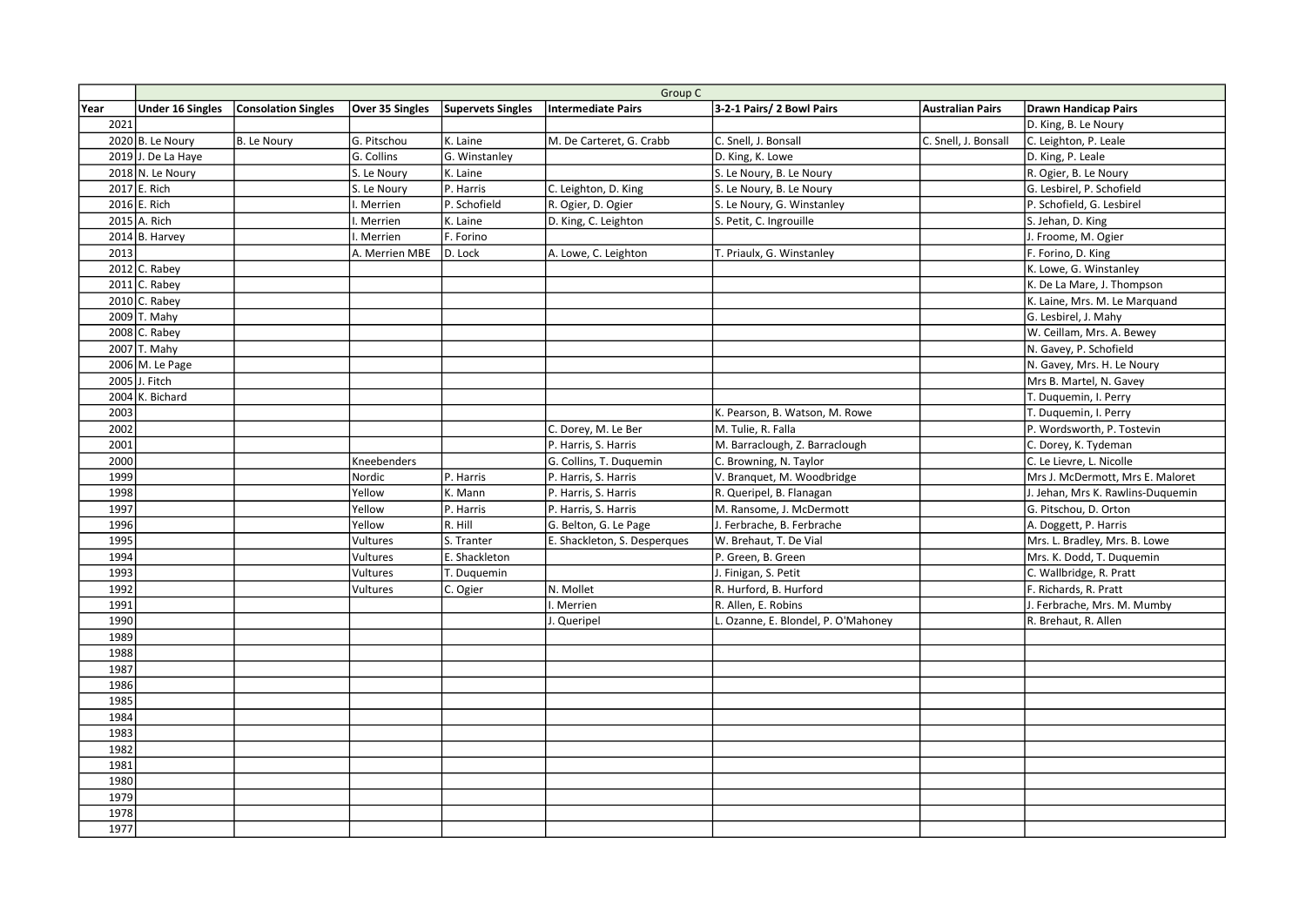| | Group C | | | | | | | |
|---|---|---|---|---|---|---|---|---|
| **Year** | **Under 16 Singles** | **Consolation Singles** | **Over 35 Singles** | **Supervets Singles** | **Intermediate Pairs** | **3-2-1 Pairs/ 2 Bowl Pairs** | **Australian Pairs** | **Drawn Handicap Pairs** |
| 2021 | | | | | | | | D. King, B. Le Noury |
| 2020 | B. Le Noury | B. Le Noury | G. Pitschou | K. Laine | M. De Carteret, G. Crabb | C. Snell, J. Bonsall | C. Snell, J. Bonsall | C. Leighton, P. Leale |
| 2019 | J. De La Haye | | G. Collins | G. Winstanley | | D. King, K. Lowe | | D. King, P. Leale |
| 2018 | N. Le Noury | | S. Le Noury | K. Laine | | S. Le Noury, B. Le Noury | | R. Ogier, B. Le Noury |
| 2017 | E. Rich | | S. Le Noury | P. Harris | C. Leighton, D. King | S. Le Noury, B. Le Noury | | G. Lesbirel, P. Schofield |
| 2016 | E. Rich | | I. Merrien | P. Schofield | R. Ogier, D. Ogier | S. Le Noury, G. Winstanley | | P. Schofield, G. Lesbirel |
| 2015 | A. Rich | | I. Merrien | K. Laine | D. King, C. Leighton | S. Petit, C. Ingrouille | | S. Jehan, D. King |
| 2014 | B. Harvey | | I. Merrien | F. Forino | | | | J. Froome, M. Ogier |
| 2013 | | | A. Merrien MBE | D. Lock | A. Lowe, C. Leighton | T. Priaulx, G. Winstanley | | F. Forino, D. King |
| 2012 | C. Rabey | | | | | | | K. Lowe, G. Winstanley |
| 2011 | C. Rabey | | | | | | | K. De La Mare, J. Thompson |
| 2010 | C. Rabey | | | | | | | K. Laine, Mrs. M. Le Marquand |
| 2009 | T. Mahy | | | | | | | G. Lesbirel, J. Mahy |
| 2008 | C. Rabey | | | | | | | W. Ceillam, Mrs. A. Bewey |
| 2007 | T. Mahy | | | | | | | N. Gavey, P. Schofield |
| 2006 | M. Le Page | | | | | | | N. Gavey, Mrs. H. Le Noury |
| 2005 | J. Fitch | | | | | | | Mrs B. Martel, N. Gavey |
| 2004 | K. Bichard | | | | | | | T. Duquemin, I. Perry |
| 2003 | | | | | | K. Pearson, B. Watson, M. Rowe | | T. Duquemin, I. Perry |
| 2002 | | | | | C. Dorey, M. Le Ber | M. Tulie, R. Falla | | P. Wordsworth, P. Tostevin |
| 2001 | | | | | P. Harris, S. Harris | M. Barraclough, Z. Barraclough | | C. Dorey, K. Tydeman |
| 2000 | | | Kneebenders | | G. Collins, T. Duquemin | C. Browning, N. Taylor | | C. Le Lievre, L. Nicolle |
| 1999 | | | Nordic | P. Harris | P. Harris, S. Harris | V. Branquet, M. Woodbridge | | Mrs J. McDermott, Mrs E. Maloret |
| 1998 | | | Yellow | K. Mann | P. Harris, S. Harris | R. Queripel, B. Flanagan | | J. Jehan, Mrs K. Rawlins-Duquemin |
| 1997 | | | Yellow | P. Harris | P. Harris, S. Harris | M. Ransome, J. McDermott | | G. Pitschou, D. Orton |
| 1996 | | | Yellow | R. Hill | G. Belton, G. Le Page | J. Ferbrache, B. Ferbrache | | A. Doggett, P. Harris |
| 1995 | | | Vultures | S. Tranter | E. Shackleton, S. Desperques | W. Brehaut, T. De Vial | | Mrs. L. Bradley, Mrs. B. Lowe |
| 1994 | | | Vultures | E. Shackleton | | P. Green, B. Green | | Mrs. K. Dodd, T. Duquemin |
| 1993 | | | Vultures | T. Duquemin | | J. Finigan, S. Petit | | C. Wallbridge, R. Pratt |
| 1992 | | | Vultures | C. Ogier | N. Mollet | R. Hurford, B. Hurford | | F. Richards, R. Pratt |
| 1991 | | | | | I. Merrien | R. Allen, E. Robins | | J. Ferbrache, Mrs. M. Mumby |
| 1990 | | | | | J. Queripel | L. Ozanne, E. Blondel, P. O'Mahoney | | R. Brehaut, R. Allen |
| 1989 | | | | | | | | |
| 1988 | | | | | | | | |
| 1987 | | | | | | | | |
| 1986 | | | | | | | | |
| 1985 | | | | | | | | |
| 1984 | | | | | | | | |
| 1983 | | | | | | | | |
| 1982 | | | | | | | | |
| 1981 | | | | | | | | |
| 1980 | | | | | | | | |
| 1979 | | | | | | | | |
| 1978 | | | | | | | | |
| 1977 | | | | | | | | |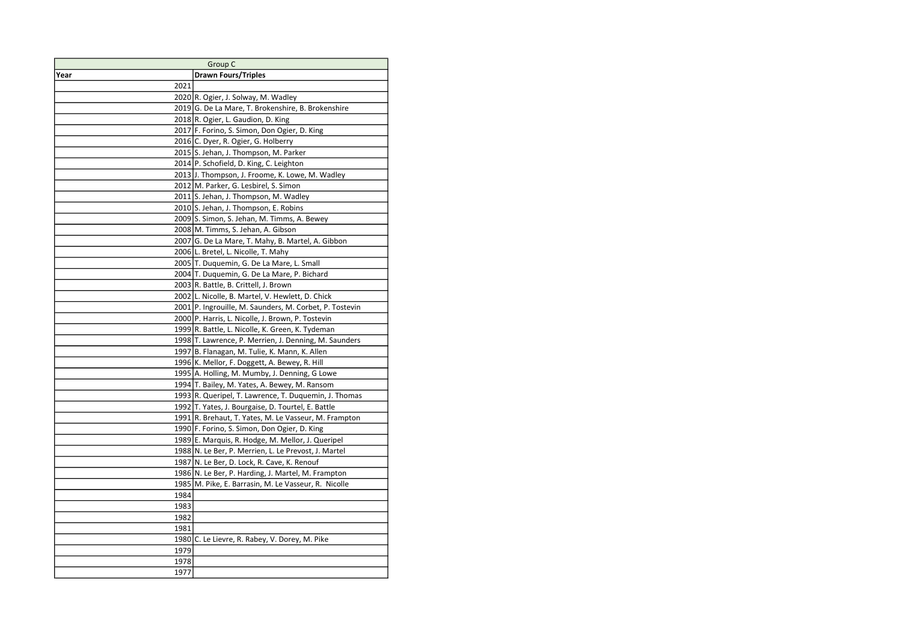| Group C | |
|---|---|
| **Year** | **Drawn Fours/Triples** |
| 2021 | |
| 2020 | R. Ogier, J. Solway, M. Wadley |
| 2019 | G. De La Mare, T. Brokenshire, B. Brokenshire |
| 2018 | R. Ogier, L. Gaudion, D. King |
| 2017 | F. Forino, S. Simon, Don Ogier, D. King |
| 2016 | C. Dyer, R. Ogier, G. Holberry |
| 2015 | S. Jehan, J. Thompson, M. Parker |
| 2014 | P. Schofield, D. King, C. Leighton |
| 2013 | J. Thompson, J. Froome, K. Lowe, M. Wadley |
| 2012 | M. Parker, G. Lesbirel, S. Simon |
| 2011 | S. Jehan, J. Thompson, M. Wadley |
| 2010 | S. Jehan, J. Thompson, E. Robins |
| 2009 | S. Simon, S. Jehan, M. Timms, A. Bewey |
| 2008 | M. Timms, S. Jehan, A. Gibson |
| 2007 | G. De La Mare, T. Mahy, B. Martel, A. Gibbon |
| 2006 | L. Bretel, L. Nicolle, T. Mahy |
| 2005 | T. Duquemin, G. De La Mare, L. Small |
| 2004 | T. Duquemin, G. De La Mare, P. Bichard |
| 2003 | R. Battle, B. Crittell, J. Brown |
| 2002 | L. Nicolle, B. Martel, V. Hewlett, D. Chick |
| 2001 | P. Ingrouille, M. Saunders, M. Corbet, P. Tostevin |
| 2000 | P. Harris, L. Nicolle, J. Brown, P. Tostevin |
| 1999 | R. Battle, L. Nicolle, K. Green, K. Tydeman |
| 1998 | T. Lawrence, P. Merrien, J. Denning, M. Saunders |
| 1997 | B. Flanagan, M. Tulie, K. Mann, K. Allen |
| 1996 | K. Mellor, F. Doggett, A. Bewey, R. Hill |
| 1995 | A. Holling, M. Mumby, J. Denning, G Lowe |
| 1994 | T. Bailey, M. Yates, A. Bewey, M. Ransom |
| 1993 | R. Queripel, T. Lawrence, T. Duquemin, J. Thomas |
| 1992 | T. Yates, J. Bourgaise, D. Tourtel, E. Battle |
| 1991 | R. Brehaut, T. Yates, M. Le Vasseur, M. Frampton |
| 1990 | F. Forino, S. Simon, Don Ogier, D. King |
| 1989 | E. Marquis, R. Hodge, M. Mellor, J. Queripel |
| 1988 | N. Le Ber, P. Merrien, L. Le Prevost, J. Martel |
| 1987 | N. Le Ber, D. Lock, R. Cave, K. Renouf |
| 1986 | N. Le Ber, P. Harding, J. Martel, M. Frampton |
| 1985 | M. Pike, E. Barrasin, M. Le Vasseur, R. Nicolle |
| 1984 | |
| 1983 | |
| 1982 | |
| 1981 | |
| 1980 | C. Le Lievre, R. Rabey, V. Dorey, M. Pike |
| 1979 | |
| 1978 | |
| 1977 | |